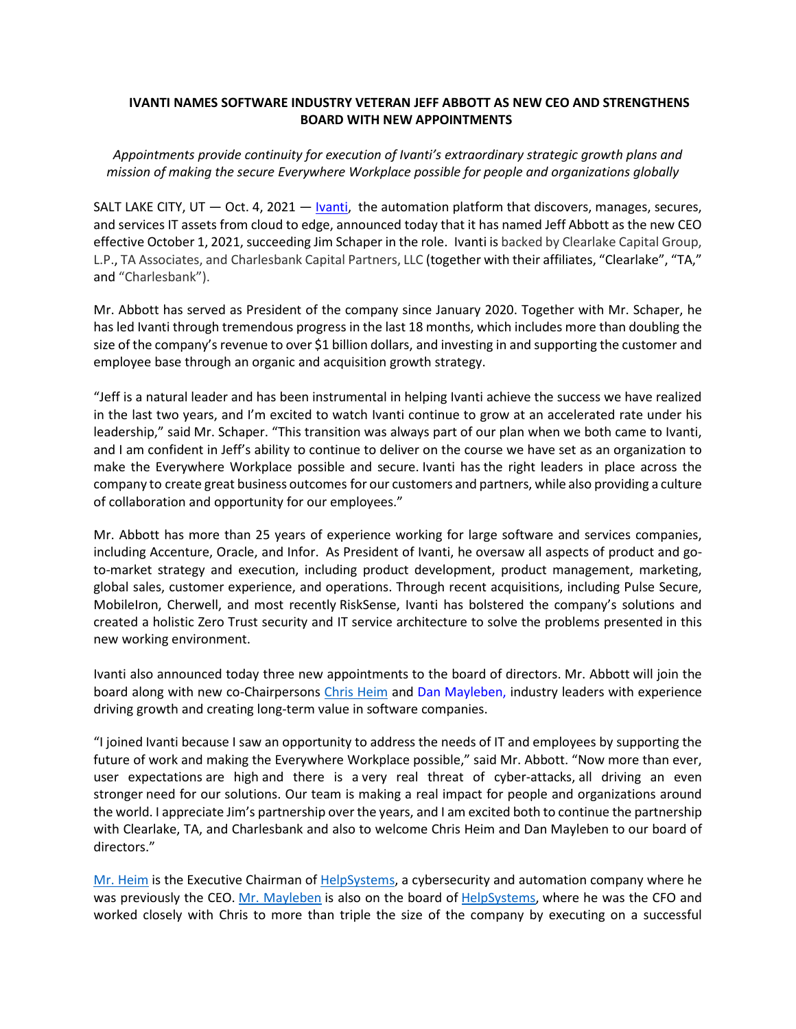# IVANTI NAMES SOFTWARE INDUSTRY VETERAN JEFF ABBOTT AS NEW CEO AND STRENGTHENS BOARD WITH NEW APPOINTMENTS

*Appointments provide continuity for execution of Ivanti's extraordinary strategic growth plans and mission of making the secure Everywhere Workplace possible for people and organizations globally*

SALT LAKE CITY, UT — Oct. 4, 2021 — Ivanti, the automation platform that discovers, manages, secures, and services IT assets from cloud to edge, announced today that it has named Jeff Abbott as the new CEO effective October 1, 2021, succeeding Jim Schaper in the role. Ivanti is backed by Clearlake Capital Group, L.P., TA Associates, and Charlesbank Capital Partners, LLC (together with their affiliates, "Clearlake", "TA," and "Charlesbank").

Mr. Abbott has served as President of the company since January 2020. Together with Mr. Schaper, he has led Ivanti through tremendous progress in the last 18 months, which includes more than doubling the size of the company's revenue to over $1 billion dollars, and investing in and supporting the customer and employee base through an organic and acquisition growth strategy.

"Jeff is a natural leader and has been instrumental in helping Ivanti achieve the success we have realized in the last two years, and I'm excited to watch Ivanti continue to grow at an accelerated rate under his leadership," said Mr. Schaper. "This transition was always part of our plan when we both came to Ivanti, and I am confident in Jeff's ability to continue to deliver on the course we have set as an organization to make the Everywhere Workplace possible and secure. Ivanti has the right leaders in place across the company to create great business outcomes for our customers and partners, while also providing a culture of collaboration and opportunity for our employees."

Mr. Abbott has more than 25 years of experience working for large software and services companies, including Accenture, Oracle, and Infor. As President of Ivanti, he oversaw all aspects of product and go-to-market strategy and execution, including product development, product management, marketing, global sales, customer experience, and operations. Through recent acquisitions, including Pulse Secure, MobileIron, Cherwell, and most recently RiskSense, Ivanti has bolstered the company's solutions and created a holistic Zero Trust security and IT service architecture to solve the problems presented in this new working environment.

Ivanti also announced today three new appointments to the board of directors. Mr. Abbott will join the board along with new co-Chairpersons Chris Heim and Dan Mayleben, industry leaders with experience driving growth and creating long-term value in software companies.

"I joined Ivanti because I saw an opportunity to address the needs of IT and employees by supporting the future of work and making the Everywhere Workplace possible," said Mr. Abbott. "Now more than ever, user expectations are high and there is a very real threat of cyber-attacks, all driving an even stronger need for our solutions. Our team is making a real impact for people and organizations around the world. I appreciate Jim's partnership over the years, and I am excited both to continue the partnership with Clearlake, TA, and Charlesbank and also to welcome Chris Heim and Dan Mayleben to our board of directors."

Mr. Heim is the Executive Chairman of HelpSystems, a cybersecurity and automation company where he was previously the CEO. Mr. Mayleben is also on the board of HelpSystems, where he was the CFO and worked closely with Chris to more than triple the size of the company by executing on a successful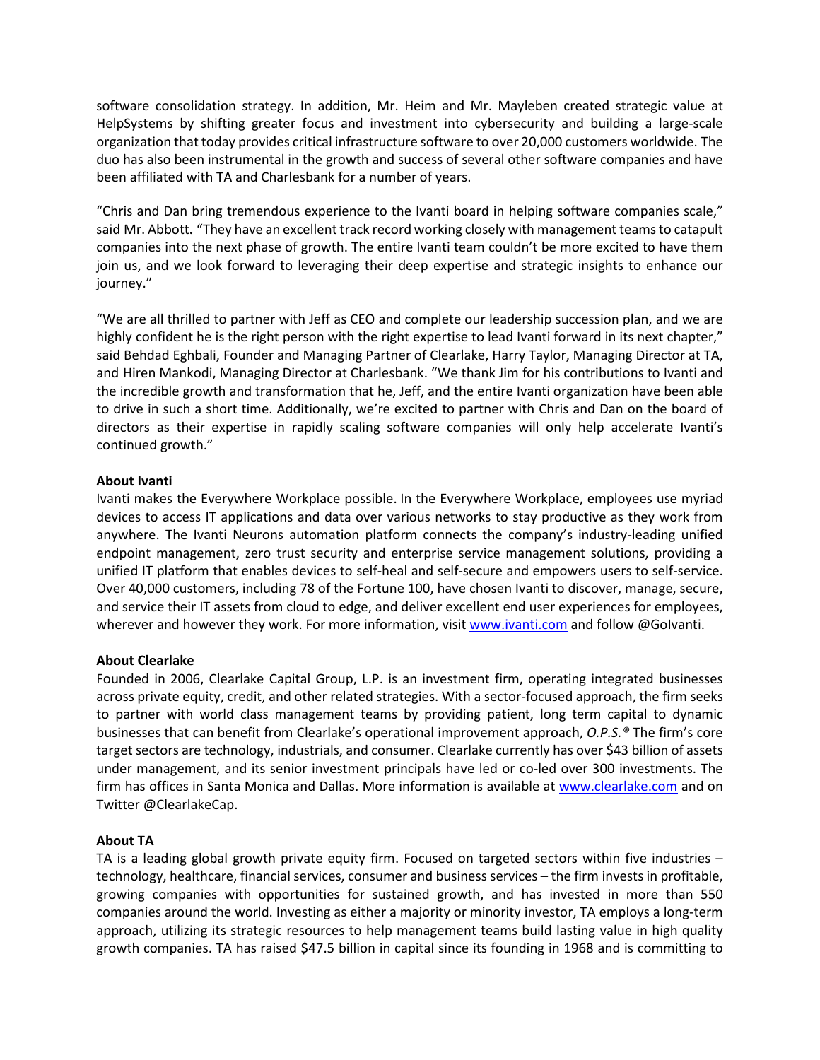software consolidation strategy. In addition, Mr. Heim and Mr. Mayleben created strategic value at HelpSystems by shifting greater focus and investment into cybersecurity and building a large-scale organization that today provides critical infrastructure software to over 20,000 customers worldwide. The duo has also been instrumental in the growth and success of several other software companies and have been affiliated with TA and Charlesbank for a number of years.

"Chris and Dan bring tremendous experience to the Ivanti board in helping software companies scale," said Mr. Abbott**.** "They have an excellent track record working closely with management teams to catapult companies into the next phase of growth. The entire Ivanti team couldn't be more excited to have them join us, and we look forward to leveraging their deep expertise and strategic insights to enhance our journey."

"We are all thrilled to partner with Jeff as CEO and complete our leadership succession plan, and we are highly confident he is the right person with the right expertise to lead Ivanti forward in its next chapter," said Behdad Eghbali, Founder and Managing Partner of Clearlake, Harry Taylor, Managing Director at TA, and Hiren Mankodi, Managing Director at Charlesbank. "We thank Jim for his contributions to Ivanti and the incredible growth and transformation that he, Jeff, and the entire Ivanti organization have been able to drive in such a short time. Additionally, we're excited to partner with Chris and Dan on the board of directors as their expertise in rapidly scaling software companies will only help accelerate Ivanti's continued growth."

**About Ivanti**

Ivanti makes the Everywhere Workplace possible. In the Everywhere Workplace, employees use myriad devices to access IT applications and data over various networks to stay productive as they work from anywhere. The Ivanti Neurons automation platform connects the company's industry-leading unified endpoint management, zero trust security and enterprise service management solutions, providing a unified IT platform that enables devices to self-heal and self-secure and empowers users to self-service. Over 40,000 customers, including 78 of the Fortune 100, have chosen Ivanti to discover, manage, secure, and service their IT assets from cloud to edge, and deliver excellent end user experiences for employees, wherever and however they work. For more information, visit [www.ivanti.com](www.ivanti.com) and follow @GoIvanti.

**About Clearlake**

Founded in 2006, Clearlake Capital Group, L.P. is an investment firm, operating integrated businesses across private equity, credit, and other related strategies. With a sector-focused approach, the firm seeks to partner with world class management teams by providing patient, long term capital to dynamic businesses that can benefit from Clearlake's operational improvement approach, *O.P.S.®* The firm's core target sectors are technology, industrials, and consumer. Clearlake currently has over $43 billion of assets under management, and its senior investment principals have led or co-led over 300 investments. The firm has offices in Santa Monica and Dallas. More information is available at [www.clearlake.com](www.clearlake.com) and on Twitter @ClearlakeCap.

**About TA**

TA is a leading global growth private equity firm. Focused on targeted sectors within five industries – technology, healthcare, financial services, consumer and business services – the firm invests in profitable, growing companies with opportunities for sustained growth, and has invested in more than 550 companies around the world. Investing as either a majority or minority investor, TA employs a long-term approach, utilizing its strategic resources to help management teams build lasting value in high quality growth companies. TA has raised $47.5 billion in capital since its founding in 1968 and is committing to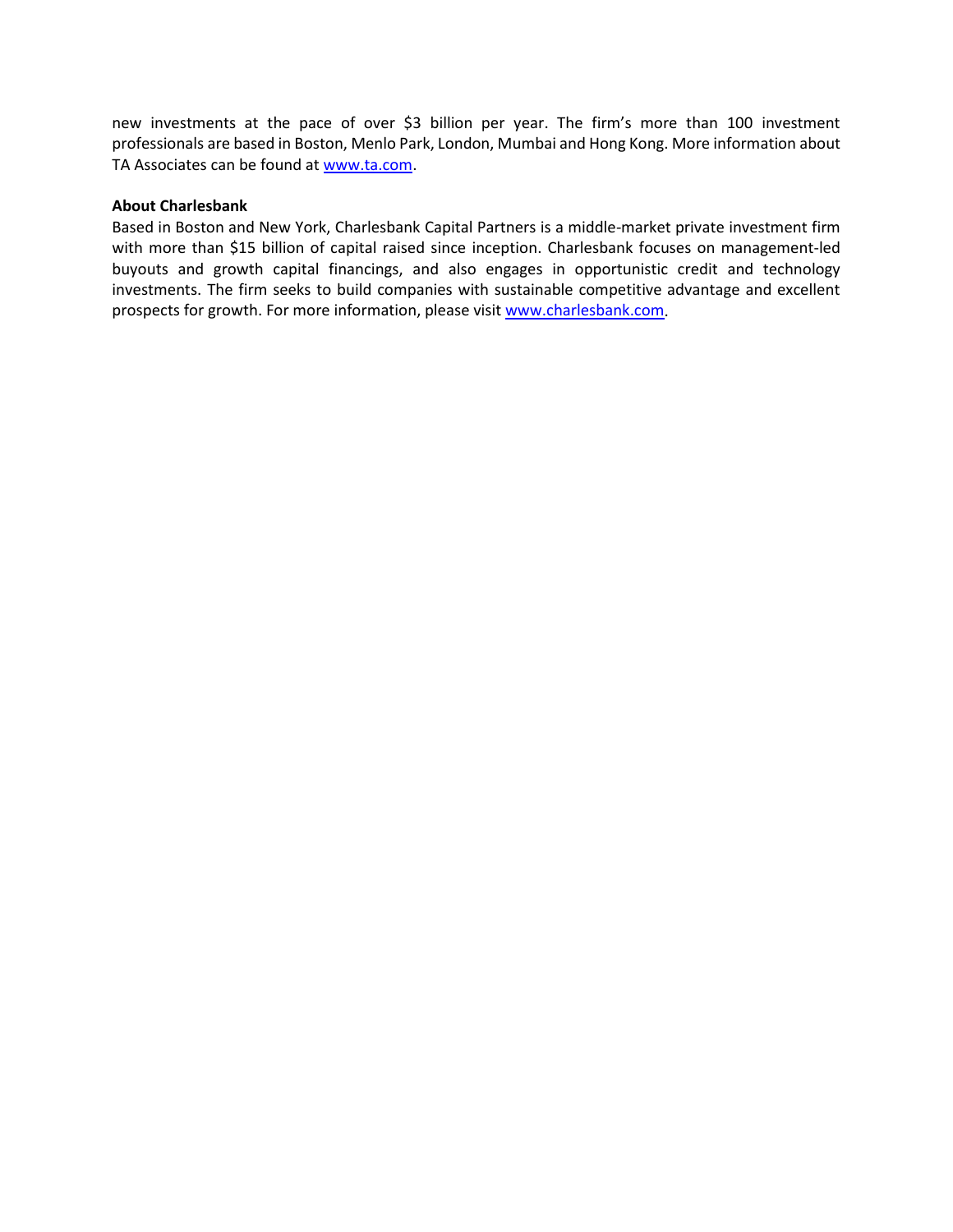new investments at the pace of over $3 billion per year. The firm's more than 100 investment professionals are based in Boston, Menlo Park, London, Mumbai and Hong Kong. More information about TA Associates can be found at [www.ta.com](http://www.ta.com).

**About Charlesbank**

Based in Boston and New York, Charlesbank Capital Partners is a middle-market private investment firm with more than $15 billion of capital raised since inception. Charlesbank focuses on management-led buyouts and growth capital financings, and also engages in opportunistic credit and technology investments. The firm seeks to build companies with sustainable competitive advantage and excellent prospects for growth. For more information, please visit [www.charlesbank.com](http://www.charlesbank.com).